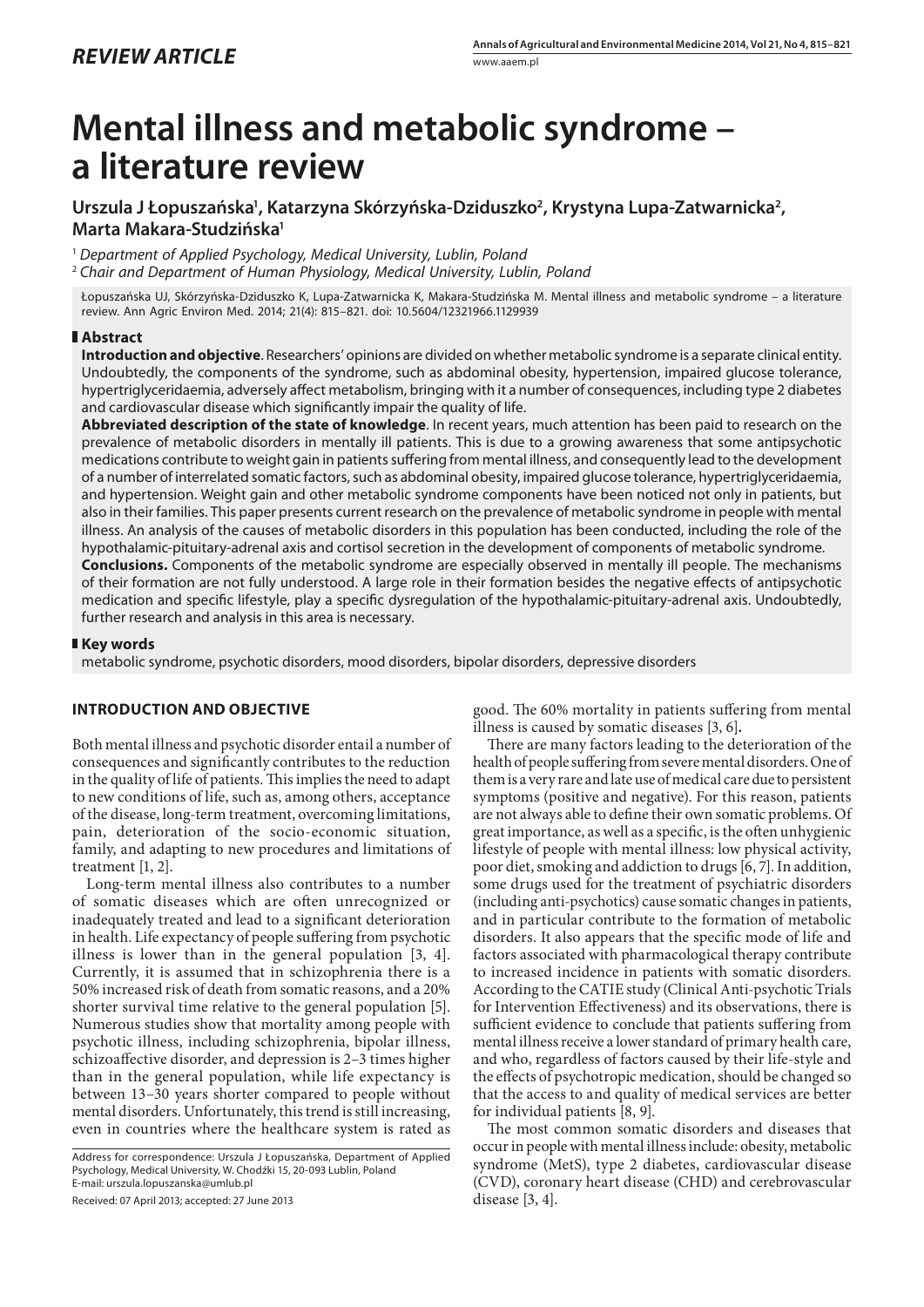*REVIEW ARTICLE*

# Mental illness and metabolic syndrome – a literature review

**Urszula J Łopuszańska[1], Katarzyna Skórzyńska-Dziduszko[2], Krystyna Lupa-Zatwarnicka[2], Marta Makara-Studzińska[1]**

[1] *Department of Applied Psychology, Medical University, Lublin, Poland*
[2] *Chair and Department of Human Physiology, Medical University, Lublin, Poland*

Łopuszańska UJ, Skórzyńska-Dziduszko K, Lupa-Zatwarnicka K, Makara-Studzińska M. Mental illness and metabolic syndrome – a literature review. Ann Agric Environ Med. 2014; 21(4): 815–821. doi: 10.5604/12321966.1129939

## Abstract

**Introduction and objective**. Researchers' opinions are divided on whether metabolic syndrome is a separate clinical entity. Undoubtedly, the components of the syndrome, such as abdominal obesity, hypertension, impaired glucose tolerance, hypertriglyceridaemia, adversely affect metabolism, bringing with it a number of consequences, including type 2 diabetes and cardiovascular disease which significantly impair the quality of life.

**Abbreviated description of the state of knowledge**. In recent years, much attention has been paid to research on the prevalence of metabolic disorders in mentally ill patients. This is due to a growing awareness that some antipsychotic medications contribute to weight gain in patients suffering from mental illness, and consequently lead to the development of a number of interrelated somatic factors, such as abdominal obesity, impaired glucose tolerance, hypertriglyceridaemia, and hypertension. Weight gain and other metabolic syndrome components have been noticed not only in patients, but also in their families. This paper presents current research on the prevalence of metabolic syndrome in people with mental illness. An analysis of the causes of metabolic disorders in this population has been conducted, including the role of the hypothalamic-pituitary-adrenal axis and cortisol secretion in the development of components of metabolic syndrome.

**Conclusions.** Components of the metabolic syndrome are especially observed in mentally ill people. The mechanisms of their formation are not fully understood. A large role in their formation besides the negative effects of antipsychotic medication and specific lifestyle, play a specific dysregulation of the hypothalamic-pituitary-adrenal axis. Undoubtedly, further research and analysis in this area is necessary.

## Key words

metabolic syndrome, psychotic disorders, mood disorders, bipolar disorders, depressive disorders

## INTRODUCTION AND OBJECTIVE

Both mental illness and psychotic disorder entail a number of consequences and significantly contributes to the reduction in the quality of life of patients. This implies the need to adapt to new conditions of life, such as, among others, acceptance of the disease, long-term treatment, overcoming limitations, pain, deterioration of the socio-economic situation, family, and adapting to new procedures and limitations of treatment [1, 2].

Long-term mental illness also contributes to a number of somatic diseases which are often unrecognized or inadequately treated and lead to a significant deterioration in health. Life expectancy of people suffering from psychotic illness is lower than in the general population [3, 4]. Currently, it is assumed that in schizophrenia there is a 50% increased risk of death from somatic reasons, and a 20% shorter survival time relative to the general population [5]. Numerous studies show that mortality among people with psychotic illness, including schizophrenia, bipolar illness, schizoaffective disorder, and depression is 2–3 times higher than in the general population, while life expectancy is between 13–30 years shorter compared to people without mental disorders. Unfortunately, this trend is still increasing, even in countries where the healthcare system is rated as good. The 60% mortality in patients suffering from mental illness is caused by somatic diseases [3, 6]**.**

There are many factors leading to the deterioration of the health of people suffering from severe mental disorders. One of them is a very rare and late use of medical care due to persistent symptoms (positive and negative). For this reason, patients are not always able to define their own somatic problems. Of great importance, as well as a specific, is the often unhygienic lifestyle of people with mental illness: low physical activity, poor diet, smoking and addiction to drugs [6, 7]. In addition, some drugs used for the treatment of psychiatric disorders (including anti-psychotics) cause somatic changes in patients, and in particular contribute to the formation of metabolic disorders. It also appears that the specific mode of life and factors associated with pharmacological therapy contribute to increased incidence in patients with somatic disorders. According to the CATIE study (Clinical Anti-psychotic Trials for Intervention Effectiveness) and its observations, there is sufficient evidence to conclude that patients suffering from mental illness receive a lower standard of primary health care, and who, regardless of factors caused by their life-style and the effects of psychotropic medication, should be changed so that the access to and quality of medical services are better for individual patients [8, 9].

The most common somatic disorders and diseases that occur in people with mental illness include: obesity, metabolic syndrome (MetS), type 2 diabetes, cardiovascular disease (CVD), coronary heart disease (CHD) and cerebrovascular disease [3, 4].

Address for correspondence: Urszula J Łopuszańska, Department of Applied Psychology, Medical University, W. Chodźki 15, 20-093 Lublin, Poland
E-mail: urszula.lopuszanska@umlub.pl

Received: 07 April 2013; accepted: 27 June 2013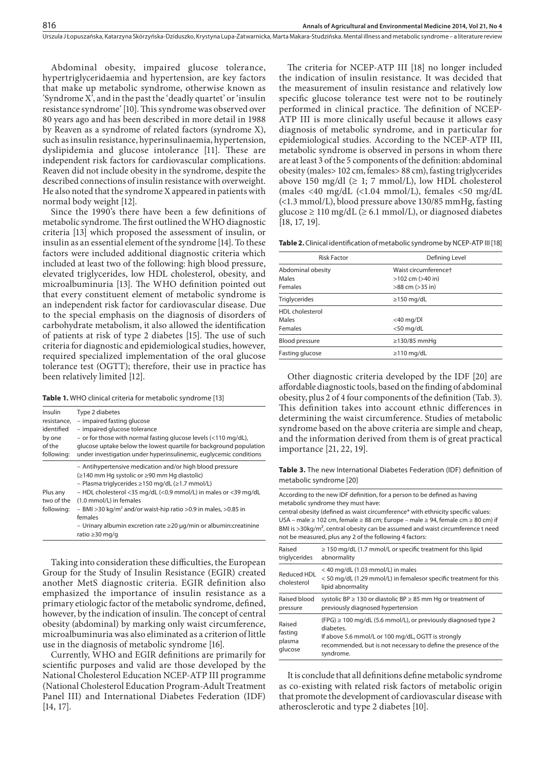Abdominal obesity, impaired glucose tolerance, hypertriglyceridaemia and hypertension, are key factors that make up metabolic syndrome, otherwise known as 'Syndrome X', and in the past the 'deadly quartet' or 'insulin resistance syndrome' [10]. This syndrome was observed over 80 years ago and has been described in more detail in 1988 by Reaven as a syndrome of related factors (syndrome X), such as insulin resistance, hyperinsulinaemia, hypertension, dyslipidemia and glucose intolerance [11]. These are independent risk factors for cardiovascular complications. Reaven did not include obesity in the syndrome, despite the described connections of insulin resistance with overweight. He also noted that the syndrome X appeared in patients with normal body weight [12].

Since the 1990's there have been a few definitions of metabolic syndrome. The first outlined the WHO diagnostic criteria [13] which proposed the assessment of insulin, or insulin as an essential element of the syndrome [14]. To these factors were included additional diagnostic criteria which included at least two of the following: high blood pressure, elevated triglycerides, low HDL cholesterol, obesity, and microalbuminuria [13]. The WHO definition pointed out that every constituent element of metabolic syndrome is an independent risk factor for cardiovascular disease. Due to the special emphasis on the diagnosis of disorders of carbohydrate metabolism, it also allowed the identification of patients at risk of type 2 diabetes [15]. The use of such criteria for diagnostic and epidemiological studies, however, required specialized implementation of the oral glucose tolerance test (OGTT); therefore, their use in practice has been relatively limited [12].

**Table 1.** WHO clinical criteria for metabolic syndrome [13]

| | |
|---|---|
| Insulin resistance, identified by one of the following: | Type 2 diabetes<br>– impaired fasting glucose<br>– impaired glucose tolerance<br>– or for those with normal fasting glucose levels (<110 mg/dL), glucose uptake below the lowest quartile for background population under investigation under hyperinsulinemic, euglycemic conditions |
| Plus any two of the following: | – Antihypertensive medication and/or high blood pressure (≥140 mm Hg systolic or ≥90 mm Hg diastolic)<br>– Plasma triglycerides ≥150 mg/dL (≥1.7 mmol/L)<br>– HDL cholesterol <35 mg/dL (<0.9 mmol/L) in males or <39 mg/dL (1.0 mmol/L) in females<br>– BMI >30 kg/m² and/or waist-hip ratio >0.9 in males, >0.85 in females<br>– Urinary albumin excretion rate ≥20 μg/min or albumin:creatinine ratio ≥30 mg/g |

Taking into consideration these difficulties, the European Group for the Study of Insulin Resistance (EGIR) created another MetS diagnostic criteria. EGIR definition also emphasized the importance of insulin resistance as a primary etiologic factor of the metabolic syndrome, defined, however, by the indication of insulin. The concept of central obesity (abdominal) by marking only waist circumference, microalbuminuria was also eliminated as a criterion of little use in the diagnosis of metabolic syndrome [16].

Currently, WHO and EGIR definitions are primarily for scientific purposes and valid are those developed by the National Cholesterol Education NCEP-ATP III programme (National Cholesterol Education Program-Adult Treatment Panel III) and International Diabetes Federation (IDF) [14, 17].

The criteria for NCEP-ATP III [18] no longer included the indication of insulin resistance. It was decided that the measurement of insulin resistance and relatively low specific glucose tolerance test were not to be routinely performed in clinical practice. The definition of NCEP-ATP III is more clinically useful because it allows easy diagnosis of metabolic syndrome, and in particular for epidemiological studies. According to the NCEP-ATP III, metabolic syndrome is observed in persons in whom there are at least 3 of the 5 components of the definition: abdominal obesity (males> 102 cm, females> 88 cm), fasting triglycerides above 150 mg/dl (≥ 1; 7 mmol/L), low HDL cholesterol (males <40 mg/dL (<1.04 mmol/L), females <50 mg/dL (<1.3 mmol/L), blood pressure above 130/85 mmHg, fasting glucose ≥ 110 mg/dL (≥ 6.1 mmol/L), or diagnosed diabetes [18, 17, 19].

**Table 2.** Clinical identification of metabolic syndrome by NCEP-ATP III [18]

| Risk Factor | Defining Level |
|---|---|
| Abdominal obesity<br>Males<br>Females | Waist circumference†<br>>102 cm (>40 in)<br>>88 cm (>35 in) |
| Triglycerides | ≥150 mg/dL |
| HDL cholesterol<br>Males<br>Females | <br><40 mg/Dl<br><50 mg/dL |
| Blood pressure | ≥130/85 mmHg |
| Fasting glucose | ≥110 mg/dL |

Other diagnostic criteria developed by the IDF [20] are affordable diagnostic tools, based on the finding of abdominal obesity, plus 2 of 4 four components of the definition (Tab. 3). This definition takes into account ethnic differences in determining the waist circumference. Studies of metabolic syndrome based on the above criteria are simple and cheap, and the information derived from them is of great practical importance [21, 22, 19].

**Table 3.** The new International Diabetes Federation (IDF) definition of metabolic syndrome [20]

| According to the new IDF definition, for a person to be defined as having metabolic syndrome they must have:<br>central obesity (defined as waist circumference* with ethnicity specific values: USA – male ≥ 102 cm, female ≥ 88 cm; Europe – male ≥ 94, female cm ≥ 80 cm) if BMI is >30kg/m², central obesity can be assumed and waist circumference t need not be measured, plus any 2 of the following 4 factors: | |
|---|---|
| Raised triglycerides | ≥ 150 mg/dL (1.7 mmol/L or specific treatment for this lipid abnormality |
| Reduced HDL cholesterol | < 40 mg/dL (1.03 mmol/L) in males<br>< 50 mg/dL (1.29 mmol/L) in femalesor specific treatment for this lipid abnormality |
| Raised blood pressure | systolic BP ≥ 130 or diastolic BP ≥ 85 mm Hg or treatment of previously diagnosed hypertension |
| Raised fasting plasma glucose | (FPG) ≥ 100 mg/dL (5.6 mmol/L), or previously diagnosed type 2 diabetes.<br>If above 5.6 mmol/L or 100 mg/dL, OGTT is strongly recommended, but is not necessary to define the presence of the syndrome. |

It is conclude that all definitions define metabolic syndrome as co-existing with related risk factors of metabolic origin that promote the development of cardiovascular disease with atherosclerotic and type 2 diabetes [10].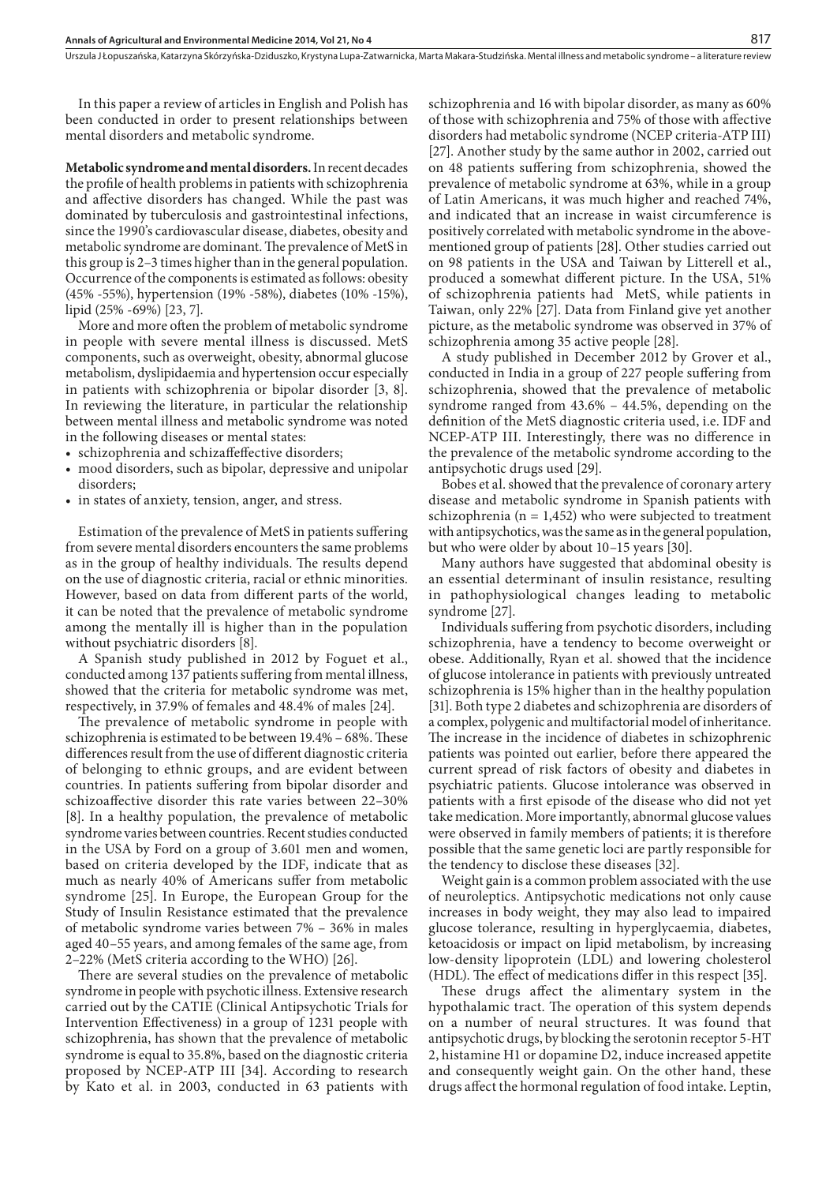In this paper a review of articles in English and Polish has been conducted in order to present relationships between mental disorders and metabolic syndrome.

**Metabolic syndrome and mental disorders.** In recent decades the profile of health problems in patients with schizophrenia and affective disorders has changed. While the past was dominated by tuberculosis and gastrointestinal infections, since the 1990's cardiovascular disease, diabetes, obesity and metabolic syndrome are dominant. The prevalence of MetS in this group is 2–3 times higher than in the general population. Occurrence of the components is estimated as follows: obesity (45% -55%), hypertension (19% -58%), diabetes (10% -15%), lipid (25% -69%) [23, 7].

More and more often the problem of metabolic syndrome in people with severe mental illness is discussed. MetS components, such as overweight, obesity, abnormal glucose metabolism, dyslipidaemia and hypertension occur especially in patients with schizophrenia or bipolar disorder [3, 8]. In reviewing the literature, in particular the relationship between mental illness and metabolic syndrome was noted in the following diseases or mental states:

- schizophrenia and schizaffeffective disorders;
- mood disorders, such as bipolar, depressive and unipolar disorders;
- in states of anxiety, tension, anger, and stress.

Estimation of the prevalence of MetS in patients suffering from severe mental disorders encounters the same problems as in the group of healthy individuals. The results depend on the use of diagnostic criteria, racial or ethnic minorities. However, based on data from different parts of the world, it can be noted that the prevalence of metabolic syndrome among the mentally ill is higher than in the population without psychiatric disorders [8].

A Spanish study published in 2012 by Foguet et al., conducted among 137 patients suffering from mental illness, showed that the criteria for metabolic syndrome was met, respectively, in 37.9% of females and 48.4% of males [24].

The prevalence of metabolic syndrome in people with schizophrenia is estimated to be between 19.4% – 68%. These differences result from the use of different diagnostic criteria of belonging to ethnic groups, and are evident between countries. In patients suffering from bipolar disorder and schizoaffective disorder this rate varies between 22–30% [8]. In a healthy population, the prevalence of metabolic syndrome varies between countries. Recent studies conducted in the USA by Ford on a group of 3.601 men and women, based on criteria developed by the IDF, indicate that as much as nearly 40% of Americans suffer from metabolic syndrome [25]. In Europe, the European Group for the Study of Insulin Resistance estimated that the prevalence of metabolic syndrome varies between 7% – 36% in males aged 40–55 years, and among females of the same age, from 2–22% (MetS criteria according to the WHO) [26].

There are several studies on the prevalence of metabolic syndrome in people with psychotic illness. Extensive research carried out by the CATIE (Clinical Antipsychotic Trials for Intervention Effectiveness) in a group of 1231 people with schizophrenia, has shown that the prevalence of metabolic syndrome is equal to 35.8%, based on the diagnostic criteria proposed by NCEP-ATP III [34]. According to research by Kato et al. in 2003, conducted in 63 patients with schizophrenia and 16 with bipolar disorder, as many as 60% of those with schizophrenia and 75% of those with affective disorders had metabolic syndrome (NCEP criteria-ATP III) [27]. Another study by the same author in 2002, carried out on 48 patients suffering from schizophrenia, showed the prevalence of metabolic syndrome at 63%, while in a group of Latin Americans, it was much higher and reached 74%, and indicated that an increase in waist circumference is positively correlated with metabolic syndrome in the above-mentioned group of patients [28]. Other studies carried out on 98 patients in the USA and Taiwan by Litterell et al., produced a somewhat different picture. In the USA, 51% of schizophrenia patients had MetS, while patients in Taiwan, only 22% [27]. Data from Finland give yet another picture, as the metabolic syndrome was observed in 37% of schizophrenia among 35 active people [28].

A study published in December 2012 by Grover et al., conducted in India in a group of 227 people suffering from schizophrenia, showed that the prevalence of metabolic syndrome ranged from 43.6% – 44.5%, depending on the definition of the MetS diagnostic criteria used, i.e. IDF and NCEP-ATP III. Interestingly, there was no difference in the prevalence of the metabolic syndrome according to the antipsychotic drugs used [29].

Bobes et al. showed that the prevalence of coronary artery disease and metabolic syndrome in Spanish patients with schizophrenia (n = 1,452) who were subjected to treatment with antipsychotics, was the same as in the general population, but who were older by about 10–15 years [30].

Many authors have suggested that abdominal obesity is an essential determinant of insulin resistance, resulting in pathophysiological changes leading to metabolic syndrome [27].

Individuals suffering from psychotic disorders, including schizophrenia, have a tendency to become overweight or obese. Additionally, Ryan et al. showed that the incidence of glucose intolerance in patients with previously untreated schizophrenia is 15% higher than in the healthy population [31]. Both type 2 diabetes and schizophrenia are disorders of a complex, polygenic and multifactorial model of inheritance. The increase in the incidence of diabetes in schizophrenic patients was pointed out earlier, before there appeared the current spread of risk factors of obesity and diabetes in psychiatric patients. Glucose intolerance was observed in patients with a first episode of the disease who did not yet take medication. More importantly, abnormal glucose values were observed in family members of patients; it is therefore possible that the same genetic loci are partly responsible for the tendency to disclose these diseases [32].

Weight gain is a common problem associated with the use of neuroleptics. Antipsychotic medications not only cause increases in body weight, they may also lead to impaired glucose tolerance, resulting in hyperglycaemia, diabetes, ketoacidosis or impact on lipid metabolism, by increasing low-density lipoprotein (LDL) and lowering cholesterol (HDL). The effect of medications differ in this respect [35].

These drugs affect the alimentary system in the hypothalamic tract. The operation of this system depends on a number of neural structures. It was found that antipsychotic drugs, by blocking the serotonin receptor 5-HT 2, histamine H1 or dopamine D2, induce increased appetite and consequently weight gain. On the other hand, these drugs affect the hormonal regulation of food intake. Leptin,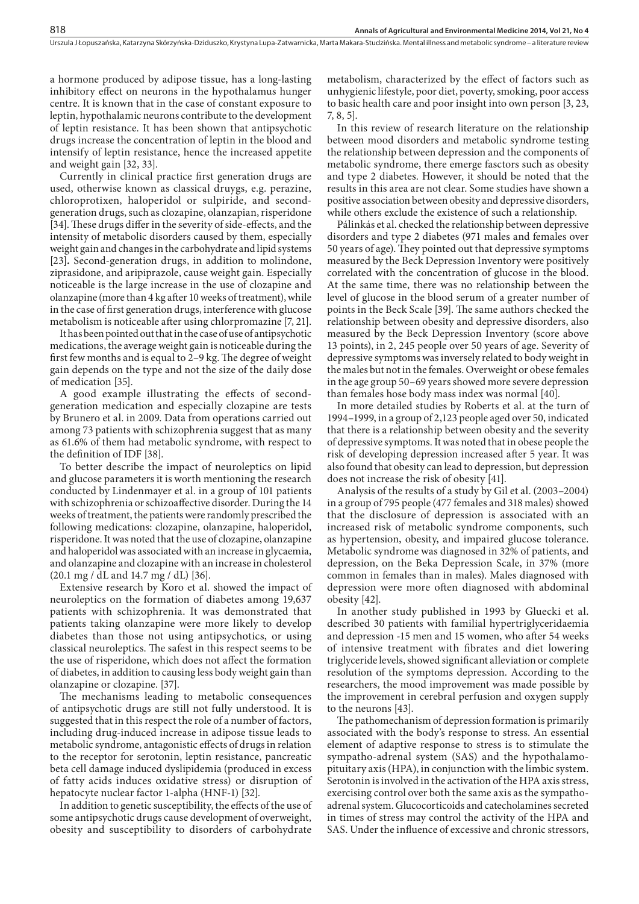a hormone produced by adipose tissue, has a long-lasting inhibitory effect on neurons in the hypothalamus hunger centre. It is known that in the case of constant exposure to leptin, hypothalamic neurons contribute to the development of leptin resistance. It has been shown that antipsychotic drugs increase the concentration of leptin in the blood and intensify of leptin resistance, hence the increased appetite and weight gain [32, 33].

Currently in clinical practice first generation drugs are used, otherwise known as classical druygs, e.g. perazine, chloroprotixen, haloperidol or sulpiride, and second-generation drugs, such as clozapine, olanzapian, risperidone [34]. These drugs differ in the severity of side-effects, and the intensity of metabolic disorders caused by them, especially weight gain and changes in the carbohydrate and lipid systems [23]**.** Second-generation drugs, in addition to molindone, ziprasidone, and aripiprazole, cause weight gain. Especially noticeable is the large increase in the use of clozapine and olanzapine (more than 4 kg after 10 weeks of treatment), while in the case of first generation drugs, interference with glucose metabolism is noticeable after using chlorpromazine [7, 21].

It has been pointed out that in the case of use of antipsychotic medications, the average weight gain is noticeable during the first few months and is equal to 2–9 kg. The degree of weight gain depends on the type and not the size of the daily dose of medication [35].

A good example illustrating the effects of second-generation medication and especially clozapine are tests by Brunero et al. in 2009. Data from operations carried out among 73 patients with schizophrenia suggest that as many as 61.6% of them had metabolic syndrome, with respect to the definition of IDF [38].

To better describe the impact of neuroleptics on lipid and glucose parameters it is worth mentioning the research conducted by Lindenmayer et al. in a group of 101 patients with schizophrenia or schizoaffective disorder. During the 14 weeks of treatment, the patients were randomly prescribed the following medications: clozapine, olanzapine, haloperidol, risperidone. It was noted that the use of clozapine, olanzapine and haloperidol was associated with an increase in glycaemia, and olanzapine and clozapine with an increase in cholesterol (20.1 mg / dL and 14.7 mg / dL) [36].

Extensive research by Koro et al. showed the impact of neuroleptics on the formation of diabetes among 19,637 patients with schizophrenia. It was demonstrated that patients taking olanzapine were more likely to develop diabetes than those not using antipsychotics, or using classical neuroleptics. The safest in this respect seems to be the use of risperidone, which does not affect the formation of diabetes, in addition to causing less body weight gain than olanzapine or clozapine. [37].

The mechanisms leading to metabolic consequences of antipsychotic drugs are still not fully understood. It is suggested that in this respect the role of a number of factors, including drug-induced increase in adipose tissue leads to metabolic syndrome, antagonistic effects of drugs in relation to the receptor for serotonin, leptin resistance, pancreatic beta cell damage induced dyslipidemia (produced in excess of fatty acids induces oxidative stress) or disruption of hepatocyte nuclear factor 1-alpha (HNF-1) [32].

In addition to genetic susceptibility, the effects of the use of some antipsychotic drugs cause development of overweight, obesity and susceptibility to disorders of carbohydrate metabolism, characterized by the effect of factors such as unhygienic lifestyle, poor diet, poverty, smoking, poor access to basic health care and poor insight into own person [3, 23, 7, 8, 5].

In this review of research literature on the relationship between mood disorders and metabolic syndrome testing the relationship between depression and the components of metabolic syndrome, there emerge fasctors such as obesity and type 2 diabetes. However, it should be noted that the results in this area are not clear. Some studies have shown a positive association between obesity and depressive disorders, while others exclude the existence of such a relationship.

Pálinkás et al. checked the relationship between depressive disorders and type 2 diabetes (971 males and females over 50 years of age). They pointed out that depressive symptoms measured by the Beck Depression Inventory were positively correlated with the concentration of glucose in the blood. At the same time, there was no relationship between the level of glucose in the blood serum of a greater number of points in the Beck Scale [39]. The same authors checked the relationship between obesity and depressive disorders, also measured by the Beck Depression Inventory (score above 13 points), in 2, 245 people over 50 years of age. Severity of depressive symptoms was inversely related to body weight in the males but not in the females. Overweight or obese females in the age group 50–69 years showed more severe depression than females hose body mass index was normal [40].

In more detailed studies by Roberts et al. at the turn of 1994–1999, in a group of 2,123 people aged over 50, indicated that there is a relationship between obesity and the severity of depressive symptoms. It was noted that in obese people the risk of developing depression increased after 5 year. It was also found that obesity can lead to depression, but depression does not increase the risk of obesity [41].

Analysis of the results of a study by Gil et al. (2003–2004) in a group of 795 people (477 females and 318 males) showed that the disclosure of depression is associated with an increased risk of metabolic syndrome components, such as hypertension, obesity, and impaired glucose tolerance. Metabolic syndrome was diagnosed in 32% of patients, and depression, on the Beka Depression Scale, in 37% (more common in females than in males). Males diagnosed with depression were more often diagnosed with abdominal obesity [42].

In another study published in 1993 by Gluecki et al. described 30 patients with familial hypertriglyceridaemia and depression -15 men and 15 women, who after 54 weeks of intensive treatment with fibrates and diet lowering triglyceride levels, showed significant alleviation or complete resolution of the symptoms depression. According to the researchers, the mood improvement was made possible by the improvement in cerebral perfusion and oxygen supply to the neurons [43].

The pathomechanism of depression formation is primarily associated with the body's response to stress. An essential element of adaptive response to stress is to stimulate the sympatho-adrenal system (SAS) and the hypothalamo-pituitary axis (HPA), in conjunction with the limbic system. Serotonin is involved in the activation of the HPA axis stress, exercising control over both the same axis as the sympatho-adrenal system. Glucocorticoids and catecholamines secreted in times of stress may control the activity of the HPA and SAS. Under the influence of excessive and chronic stressors,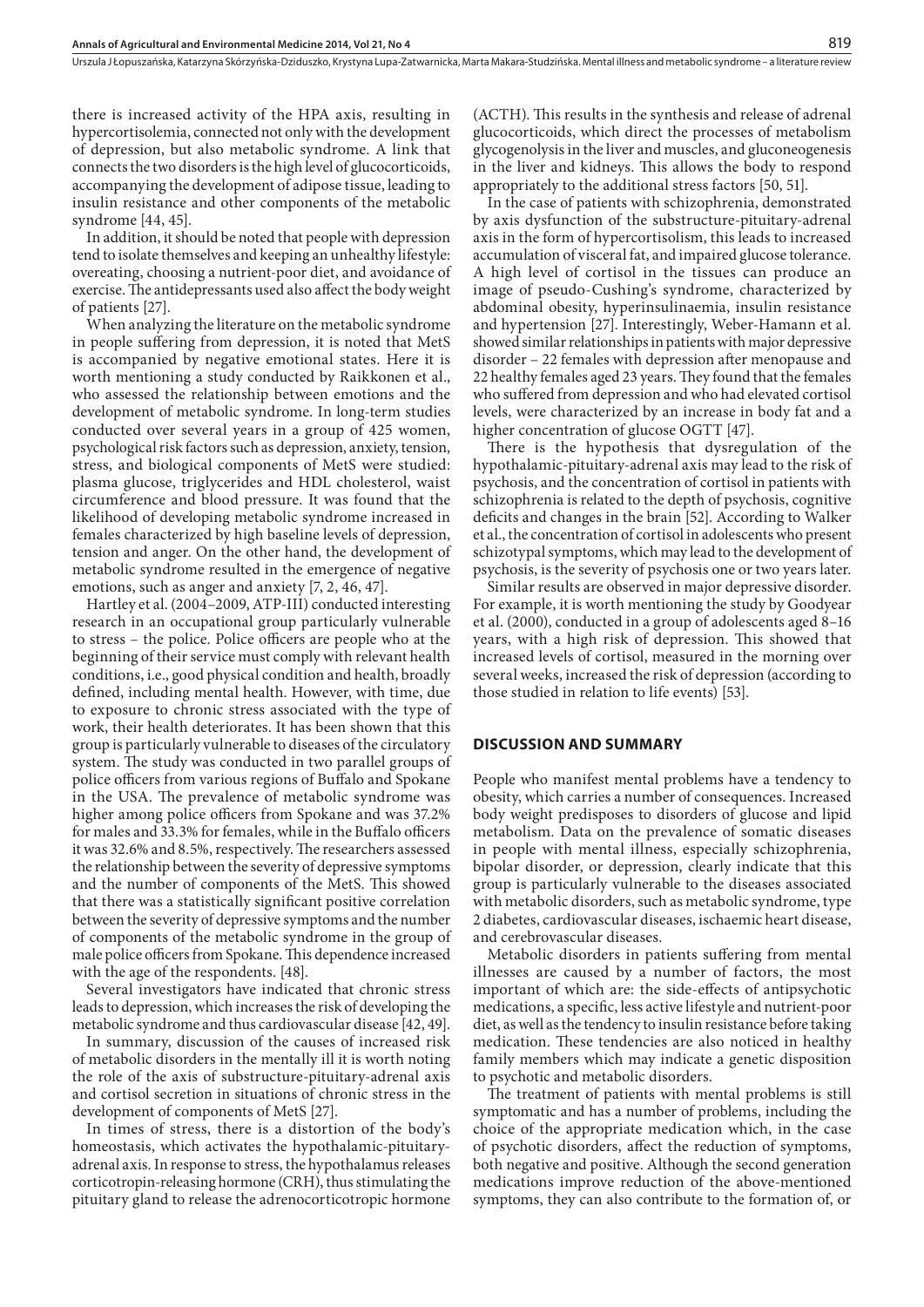there is increased activity of the HPA axis, resulting in hypercortisolemia, connected not only with the development of depression, but also metabolic syndrome. A link that connects the two disorders is the high level of glucocorticoids, accompanying the development of adipose tissue, leading to insulin resistance and other components of the metabolic syndrome [44, 45].

In addition, it should be noted that people with depression tend to isolate themselves and keeping an unhealthy lifestyle: overeating, choosing a nutrient-poor diet, and avoidance of exercise. The antidepressants used also affect the body weight of patients [27].

When analyzing the literature on the metabolic syndrome in people suffering from depression, it is noted that MetS is accompanied by negative emotional states. Here it is worth mentioning a study conducted by Raikkonen et al., who assessed the relationship between emotions and the development of metabolic syndrome. In long-term studies conducted over several years in a group of 425 women, psychological risk factors such as depression, anxiety, tension, stress, and biological components of MetS were studied: plasma glucose, triglycerides and HDL cholesterol, waist circumference and blood pressure. It was found that the likelihood of developing metabolic syndrome increased in females characterized by high baseline levels of depression, tension and anger. On the other hand, the development of metabolic syndrome resulted in the emergence of negative emotions, such as anger and anxiety [7, 2, 46, 47].

Hartley et al. (2004–2009, ATP-III) conducted interesting research in an occupational group particularly vulnerable to stress – the police. Police officers are people who at the beginning of their service must comply with relevant health conditions, i.e., good physical condition and health, broadly defined, including mental health. However, with time, due to exposure to chronic stress associated with the type of work, their health deteriorates. It has been shown that this group is particularly vulnerable to diseases of the circulatory system. The study was conducted in two parallel groups of police officers from various regions of Buffalo and Spokane in the USA. The prevalence of metabolic syndrome was higher among police officers from Spokane and was 37.2% for males and 33.3% for females, while in the Buffalo officers it was 32.6% and 8.5%, respectively. The researchers assessed the relationship between the severity of depressive symptoms and the number of components of the MetS. This showed that there was a statistically significant positive correlation between the severity of depressive symptoms and the number of components of the metabolic syndrome in the group of male police officers from Spokane. This dependence increased with the age of the respondents. [48].

Several investigators have indicated that chronic stress leads to depression, which increases the risk of developing the metabolic syndrome and thus cardiovascular disease [42, 49].

In summary, discussion of the causes of increased risk of metabolic disorders in the mentally ill it is worth noting the role of the axis of substructure-pituitary-adrenal axis and cortisol secretion in situations of chronic stress in the development of components of MetS [27].

In times of stress, there is a distortion of the body's homeostasis, which activates the hypothalamic-pituitary-adrenal axis. In response to stress, the hypothalamus releases corticotropin-releasing hormone (CRH), thus stimulating the pituitary gland to release the adrenocorticotropic hormone (ACTH). This results in the synthesis and release of adrenal glucocorticoids, which direct the processes of metabolism glycogenolysis in the liver and muscles, and gluconeogenesis in the liver and kidneys. This allows the body to respond appropriately to the additional stress factors [50, 51].

In the case of patients with schizophrenia, demonstrated by axis dysfunction of the substructure-pituitary-adrenal axis in the form of hypercortisolism, this leads to increased accumulation of visceral fat, and impaired glucose tolerance. A high level of cortisol in the tissues can produce an image of pseudo-Cushing's syndrome, characterized by abdominal obesity, hyperinsulinaemia, insulin resistance and hypertension [27]. Interestingly, Weber-Hamann et al. showed similar relationships in patients with major depressive disorder – 22 females with depression after menopause and 22 healthy females aged 23 years. They found that the females who suffered from depression and who had elevated cortisol levels, were characterized by an increase in body fat and a higher concentration of glucose OGTT [47].

There is the hypothesis that dysregulation of the hypothalamic-pituitary-adrenal axis may lead to the risk of psychosis, and the concentration of cortisol in patients with schizophrenia is related to the depth of psychosis, cognitive deficits and changes in the brain [52]. According to Walker et al., the concentration of cortisol in adolescents who present schizotypal symptoms, which may lead to the development of psychosis, is the severity of psychosis one or two years later.

Similar results are observed in major depressive disorder. For example, it is worth mentioning the study by Goodyear et al. (2000), conducted in a group of adolescents aged 8–16 years, with a high risk of depression. This showed that increased levels of cortisol, measured in the morning over several weeks, increased the risk of depression (according to those studied in relation to life events) [53].

## DISCUSSION AND SUMMARY

People who manifest mental problems have a tendency to obesity, which carries a number of consequences. Increased body weight predisposes to disorders of glucose and lipid metabolism. Data on the prevalence of somatic diseases in people with mental illness, especially schizophrenia, bipolar disorder, or depression, clearly indicate that this group is particularly vulnerable to the diseases associated with metabolic disorders, such as metabolic syndrome, type 2 diabetes, cardiovascular diseases, ischaemic heart disease, and cerebrovascular diseases.

Metabolic disorders in patients suffering from mental illnesses are caused by a number of factors, the most important of which are: the side-effects of antipsychotic medications, a specific, less active lifestyle and nutrient-poor diet, as well as the tendency to insulin resistance before taking medication. These tendencies are also noticed in healthy family members which may indicate a genetic disposition to psychotic and metabolic disorders.

The treatment of patients with mental problems is still symptomatic and has a number of problems, including the choice of the appropriate medication which, in the case of psychotic disorders, affect the reduction of symptoms, both negative and positive. Although the second generation medications improve reduction of the above-mentioned symptoms, they can also contribute to the formation of, or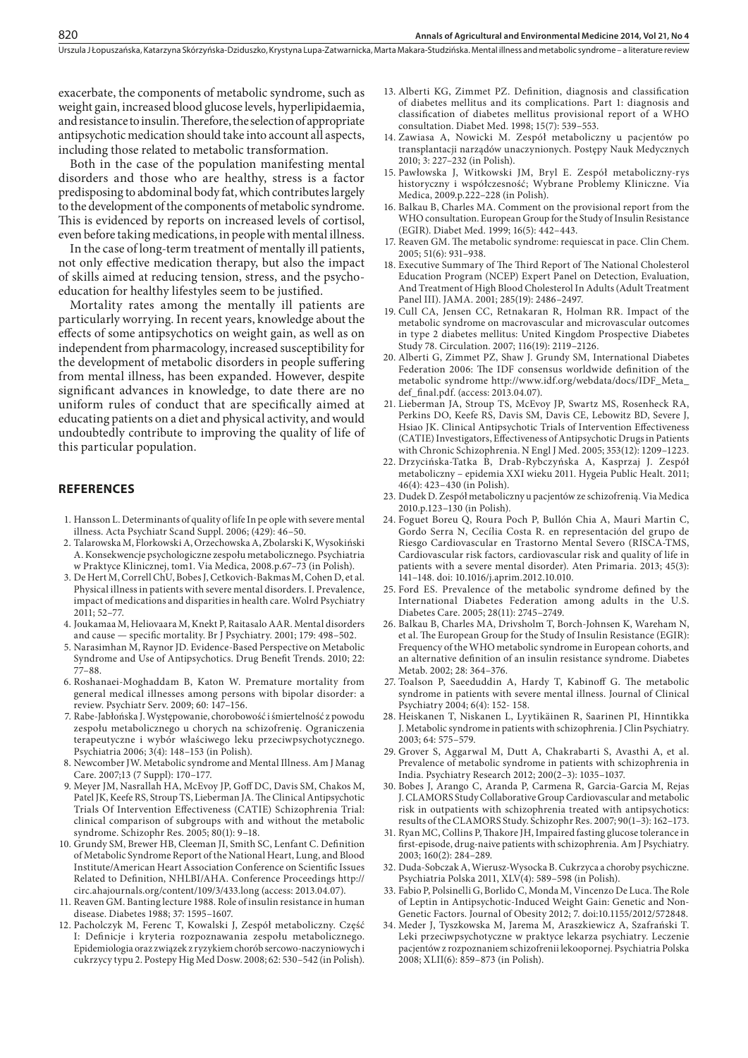exacerbate, the components of metabolic syndrome, such as weight gain, increased blood glucose levels, hyperlipidaemia, and resistance to insulin. Therefore, the selection of appropriate antipsychotic medication should take into account all aspects, including those related to metabolic transformation.

Both in the case of the population manifesting mental disorders and those who are healthy, stress is a factor predisposing to abdominal body fat, which contributes largely to the development of the components of metabolic syndrome. This is evidenced by reports on increased levels of cortisol, even before taking medications, in people with mental illness.

In the case of long-term treatment of mentally ill patients, not only effective medication therapy, but also the impact of skills aimed at reducing tension, stress, and the psychoeducation for healthy lifestyles seem to be justified.

Mortality rates among the mentally ill patients are particularly worrying. In recent years, knowledge about the effects of some antipsychotics on weight gain, as well as on independent from pharmacology, increased susceptibility for the development of metabolic disorders in people suffering from mental illness, has been expanded. However, despite significant advances in knowledge, to date there are no uniform rules of conduct that are specifically aimed at educating patients on a diet and physical activity, and would undoubtedly contribute to improving the quality of life of this particular population.

## REFERENCES

1. Hansson L. Determinants of quality of life In pe ople with severe mental illness. Acta Psychiatr Scand Suppl. 2006; (429): 46–50.
2. Talarowska M, Florkowski A, Orzechowska A, Zbolarski K, Wysokiński A. Konsekwencje psychologiczne zespołu metabolicznego. Psychiatria w Praktyce Klinicznej, tom1. Via Medica, 2008.p.67–73 (in Polish).
3. De Hert M, Correll ChU, Bobes J, Cetkovich-Bakmas M, Cohen D, et al. Physical illness in patients with severe mental disorders. I. Prevalence, impact of medications and disparities in health care. Wolrd Psychiatry 2011; 52–77.
4. Joukamaa M, Heliovaara M, Knekt P, Raitasalo AAR. Mental disorders and cause — specific mortality. Br J Psychiatry. 2001; 179: 498–502.
5. Narasimhan M, Raynor JD. Evidence-Based Perspective on Metabolic Syndrome and Use of Antipsychotics. Drug Benefit Trends. 2010; 22: 77–88.
6. Roshanaei-Moghaddam B, Katon W. Premature mortality from general medical illnesses among persons with bipolar disorder: a review. Psychiatr Serv. 2009; 60: 147–156.
7. Rabe-Jabłońska J. Występowanie, chorobowość i śmiertelność z powodu zespołu metabolicznego u chorych na schizofrenię. Ograniczenia terapeutyczne i wybór właściwego leku przeciwpsychotycznego. Psychiatria 2006; 3(4): 148–153 (in Polish).
8. Newcomber JW. Metabolic syndrome and Mental Illness. Am J Manag Care. 2007;13 (7 Suppl): 170–177.
9. Meyer JM, Nasrallah HA, McEvoy JP, Goff DC, Davis SM, Chakos M, Patel JK, Keefe RS, Stroup TS, Lieberman JA. The Clinical Antipsychotic Trials Of Intervention Effectiveness (CATIE) Schizophrenia Trial: clinical comparison of subgroups with and without the metabolic syndrome. Schizophr Res. 2005; 80(1): 9–18.
10. Grundy SM, Brewer HB, Cleeman JI, Smith SC, Lenfant C. Definition of Metabolic Syndrome Report of the National Heart, Lung, and Blood Institute/American Heart Association Conference on Scientific Issues Related to Definition, NHLBI/AHA. Conference Proceedings http://circ.ahajournals.org/content/109/3/433.long (access: 2013.04.07).
11. Reaven GM. Banting lecture 1988. Role of insulin resistance in human disease. Diabetes 1988; 37: 1595–1607.
12. Pacholczyk M, Ferenc T, Kowalski J, Zespół metaboliczny. Część I: Definicje i kryteria rozpoznawania zespołu metabolicznego. Epidemiologia oraz związek z ryzykiem chorób sercowo-naczyniowych i cukrzycy typu 2. Postepy Hig Med Dosw. 2008; 62: 530–542 (in Polish).
13. Alberti KG, Zimmet PZ. Definition, diagnosis and classification of diabetes mellitus and its complications. Part 1: diagnosis and classification of diabetes mellitus provisional report of a WHO consultation. Diabet Med. 1998; 15(7): 539–553.
14. Zawiasa A, Nowicki M. Zespół metaboliczny u pacjentów po transplantacji narządów unaczynionych. Postępy Nauk Medycznych 2010; 3: 227–232 (in Polish).
15. Pawłowska J, Witkowski JM, Bryl E. Zespół metaboliczny-rys historyczny i współczesność; Wybrane Problemy Kliniczne. Via Medica, 2009.p.222–228 (in Polish).
16. Balkau B, Charles MA. Comment on the provisional report from the WHO consultation. European Group for the Study of Insulin Resistance (EGIR). Diabet Med. 1999; 16(5): 442–443.
17. Reaven GM. The metabolic syndrome: requiescat in pace. Clin Chem. 2005; 51(6): 931–938.
18. Executive Summary of The Third Report of The National Cholesterol Education Program (NCEP) Expert Panel on Detection, Evaluation, And Treatment of High Blood Cholesterol In Adults (Adult Treatment Panel III). JAMA. 2001; 285(19): 2486–2497.
19. Cull CA, Jensen CC, Retnakaran R, Holman RR. Impact of the metabolic syndrome on macrovascular and microvascular outcomes in type 2 diabetes mellitus: United Kingdom Prospective Diabetes Study 78. Circulation. 2007; 116(19): 2119–2126.
20. Alberti G, Zimmet PZ, Shaw J. Grundy SM, International Diabetes Federation 2006: The IDF consensus worldwide definition of the metabolic syndrome http://www.idf.org/webdata/docs/IDF_Meta_def_final.pdf. (access: 2013.04.07).
21. Lieberman JA, Stroup TS, McEvoy JP, Swartz MS, Rosenheck RA, Perkins DO, Keefe RS, Davis SM, Davis CE, Lebowitz BD, Severe J, Hsiao JK. Clinical Antipsychotic Trials of Intervention Effectiveness (CATIE) Investigators, Effectiveness of Antipsychotic Drugs in Patients with Chronic Schizophrenia. N Engl J Med. 2005; 353(12): 1209–1223.
22. Drzycińska-Tatka B, Drab-Rybczyńska A, Kasprzaj J. Zespół metaboliczny – epidemia XXI wieku 2011. Hygeia Public Healt. 2011; 46(4): 423–430 (in Polish).
23. Dudek D. Zespół metaboliczny u pacjentów ze schizofrenią. Via Medica 2010.p.123–130 (in Polish).
24. Foguet Boreu Q, Roura Poch P, Bullón Chia A, Mauri Martin C, Gordo Serra N, Cecília Costa R. en representación del grupo de Riesgo Cardiovascular en Trastorno Mental Severo (RISCA-TMS, Cardiovascular risk factors, cardiovascular risk and quality of life in patients with a severe mental disorder). Aten Primaria. 2013; 45(3): 141–148. doi: 10.1016/j.aprim.2012.10.010.
25. Ford ES. Prevalence of the metabolic syndrome defined by the International Diabetes Federation among adults in the U.S. Diabetes Care. 2005; 28(11): 2745–2749.
26. Balkau B, Charles MA, Drivsholm T, Borch-Johnsen K, Wareham N, et al. The European Group for the Study of Insulin Resistance (EGIR): Frequency of the WHO metabolic syndrome in European cohorts, and an alternative definition of an insulin resistance syndrome. Diabetes Metab. 2002; 28: 364–376.
27. Toalson P, Saeeduddin A, Hardy T, Kabinoff G. The metabolic syndrome in patients with severe mental illness. Journal of Clinical Psychiatry 2004; 6(4): 152- 158.
28. Heiskanen T, Niskanen L, Lyytikäinen R, Saarinen PI, Hinntikka J. Metabolic syndrome in patients with schizophrenia. J Clin Psychiatry. 2003; 64: 575–579.
29. Grover S, Aggarwal M, Dutt A, Chakrabarti S, Avasthi A, et al. Prevalence of metabolic syndrome in patients with schizophrenia in India. Psychiatry Research 2012; 200(2–3): 1035–1037.
30. Bobes J, Arango C, Aranda P, Carmena R, Garcia-Garcia M, Rejas J. CLAMORS Study Collaborative Group Cardiovascular and metabolic risk in outpatients with schizophrenia treated with antipsychotics: results of the CLAMORS Study. Schizophr Res. 2007; 90(1–3): 162–173.
31. Ryan MC, Collins P, Thakore JH, Impaired fasting glucose tolerance in first-episode, drug-naive patients with schizophrenia. Am J Psychiatry. 2003; 160(2): 284–289.
32. Duda-Sobczak A, Wierusz-Wysocka B. Cukrzyca a choroby psychiczne. Psychiatria Polska 2011, XLV(4): 589–598 (in Polish).
33. Fabio P, Polsinelli G, Borlido C, Monda M, Vincenzo De Luca. The Role of Leptin in Antipsychotic-Induced Weight Gain: Genetic and Non-Genetic Factors. Journal of Obesity 2012; 7. doi:10.1155/2012/572848.
34. Meder J, Tyszkowska M, Jarema M, Araszkiewicz A, Szafrański T. Leki przeciwpsychotyczne w praktyce lekarza psychiatry. Leczenie pacjentów z rozpoznaniem schizofrenii lekoopornej. Psychiatria Polska 2008; XLII(6): 859–873 (in Polish).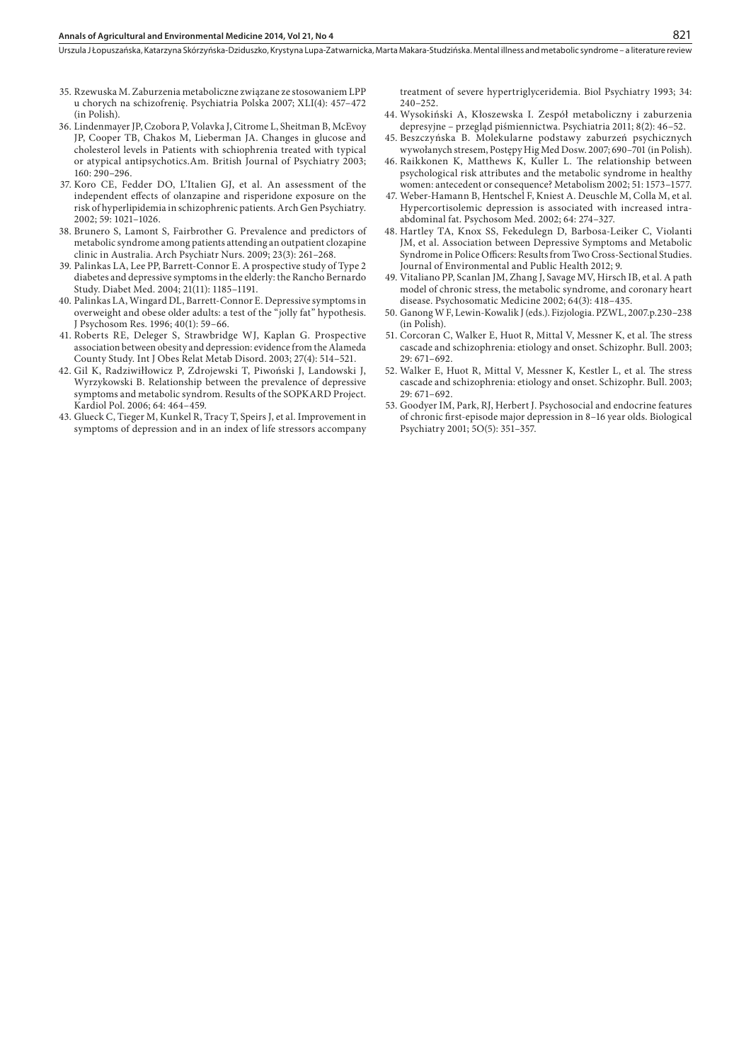35. Rzewuska M. Zaburzenia metaboliczne związane ze stosowaniem LPP u chorych na schizofrenię. Psychiatria Polska 2007; XLI(4): 457–472 (in Polish).
36. Lindenmayer JP, Czobora P, Volavka J, Citrome L, Sheitman B, McEvoy JP, Cooper TB, Chakos M, Lieberman JA. Changes in glucose and cholesterol levels in Patients with schiophrenia treated with typical or atypical antipsychotics.Am. British Journal of Psychiatry 2003; 160: 290–296.
37. Koro CE, Fedder DO, L'Italien GJ, et al. An assessment of the independent effects of olanzapine and risperidone exposure on the risk of hyperlipidemia in schizophrenic patients. Arch Gen Psychiatry. 2002; 59: 1021–1026.
38. Brunero S, Lamont S, Fairbrother G. Prevalence and predictors of metabolic syndrome among patients attending an outpatient clozapine clinic in Australia. Arch Psychiatr Nurs. 2009; 23(3): 261–268.
39. Palinkas LA, Lee PP, Barrett-Connor E. A prospective study of Type 2 diabetes and depressive symptoms in the elderly: the Rancho Bernardo Study. Diabet Med. 2004; 21(11): 1185–1191.
40. Palinkas LA, Wingard DL, Barrett-Connor E. Depressive symptoms in overweight and obese older adults: a test of the "jolly fat" hypothesis. J Psychosom Res. 1996; 40(1): 59–66.
41. Roberts RE, Deleger S, Strawbridge WJ, Kaplan G. Prospective association between obesity and depression: evidence from the Alameda County Study. Int J Obes Relat Metab Disord. 2003; 27(4): 514–521.
42. Gil K, Radziwiłłowicz P, Zdrojewski T, Piwoński J, Landowski J, Wyrzykowski B. Relationship between the prevalence of depressive symptoms and metabolic syndrom. Results of the SOPKARD Project. Kardiol Pol. 2006; 64: 464–459.
43. Glueck C, Tieger M, Kunkel R, Tracy T, Speirs J, et al. Improvement in symptoms of depression and in an index of life stressors accompany treatment of severe hypertriglyceridemia. Biol Psychiatry 1993; 34: 240–252.
44. Wysokiński A, Kłoszewska I. Zespół metaboliczny i zaburzenia depresyjne – przegląd piśmiennictwa. Psychiatria 2011; 8(2): 46–52.
45. Beszczyńska B. Molekularne podstawy zaburzeń psychicznych wywołanych stresem, Postępy Hig Med Dosw. 2007; 690–701 (in Polish).
46. Raikkonen K, Matthews K, Kuller L. The relationship between psychological risk attributes and the metabolic syndrome in healthy women: antecedent or consequence? Metabolism 2002; 51: 1573–1577.
47. Weber-Hamann B, Hentschel F, Kniest A. Deuschle M, Colla M, et al. Hypercortisolemic depression is associated with increased intra-abdominal fat. Psychosom Med. 2002; 64: 274–327.
48. Hartley TA, Knox SS, Fekedulegn D, Barbosa-Leiker C, Violanti JM, et al. Association between Depressive Symptoms and Metabolic Syndrome in Police Officers: Results from Two Cross-Sectional Studies. Journal of Environmental and Public Health 2012; 9.
49. Vitaliano PP, Scanlan JM, Zhang J, Savage MV, Hirsch IB, et al. A path model of chronic stress, the metabolic syndrome, and coronary heart disease. Psychosomatic Medicine 2002; 64(3): 418–435.
50. Ganong W F, Lewin-Kowalik J (eds.). Fizjologia. PZWL, 2007.p.230–238 (in Polish).
51. Corcoran C, Walker E, Huot R, Mittal V, Messner K, et al. The stress cascade and schizophrenia: etiology and onset. Schizophr. Bull. 2003; 29: 671–692.
52. Walker E, Huot R, Mittal V, Messner K, Kestler L, et al. The stress cascade and schizophrenia: etiology and onset. Schizophr. Bull. 2003; 29: 671–692.
53. Goodyer IM, Park, RJ, Herbert J. Psychosocial and endocrine features of chronic first-episode major depression in 8–16 year olds. Biological Psychiatry 2001; 5O(5): 351–357.